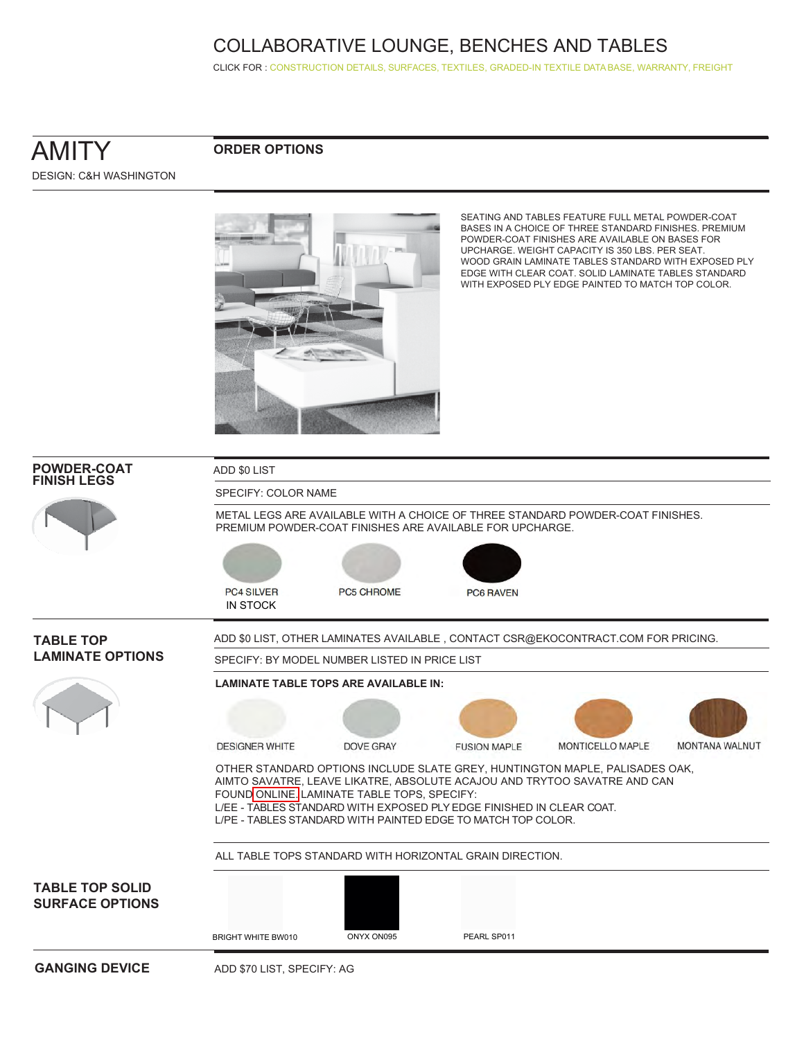# COLLABORATIVE LOUNGE, BENCHES AND TABLES

CLICK FOR : CONSTRUCTION DETAILS, SURFACES, TEXTILES, GRADED-IN TEXTILE DATA BASE, WARRANTY, FREIGHT

## AMITY

DESIGN: C&H WASHINGTON

### ORDER OPTIONS

SEATING AND TABLES FEATURE FULL METAL POWDER-COAT BASES IN A CHOICE OF THREE STANDARD FINISHES. PREMIUM POWDER-COAT FINISHES ARE AVAILABLE ON BASES FOR UPCHARGE. WEIGHT CAPACITY IS 350 LBS. PER SEAT. WOOD GRAIN LAMINATE TABLES STANDARD WITH EXPOSED PLY EDGE WITH CLEAR COAT. SOLID LAMINATE TABLES STANDARD WITH EXPOSED PLY EDGE PAINTED TO MATCH TOP COLOR.

### POWDER-COAT FINISH LEGS

ADD $0 LIST

SPECIFY: COLOR NAME

METAL LEGS ARE AVAILABLE WITH A CHOICE OF THREE STANDARD POWDER-COAT FINISHES. PREMIUM POWDER-COAT FINISHES ARE AVAILABLE FOR UPCHARGE.

- PC4 SILVER IN STOCK
- PC5 CHROME
- PC6 RAVEN

### TABLE TOP LAMINATE OPTIONS

ADD $0 LIST, OTHER LAMINATES AVAILABLE , CONTACT CSR@EKOCONTRACT.COM FOR PRICING.

SPECIFY: BY MODEL NUMBER LISTED IN PRICE LIST

**LAMINATE TABLE TOPS ARE AVAILABLE IN:**

- DESIGNER WHITE
- DOVE GRAY
- FUSION MAPLE
- MONTICELLO MAPLE
- MONTANA WALNUT

OTHER STANDARD OPTIONS INCLUDE SLATE GREY, HUNTINGTON MAPLE, PALISADES OAK, AIMTO SAVATRE, LEAVE LIKATRE, ABSOLUTE ACAJOU AND TRYTOO SAVATRE AND CAN FOUND ONLINE. LAMINATE TABLE TOPS, SPECIFY:
L/EE - TABLES STANDARD WITH EXPOSED PLY EDGE FINISHED IN CLEAR COAT.
L/PE - TABLES STANDARD WITH PAINTED EDGE TO MATCH TOP COLOR.

ALL TABLE TOPS STANDARD WITH HORIZONTAL GRAIN DIRECTION.

### TABLE TOP SOLID SURFACE OPTIONS

- BRIGHT WHITE BW010
- ONYX ON095
- PEARL SP011

### GANGING DEVICE

ADD $70 LIST, SPECIFY: AG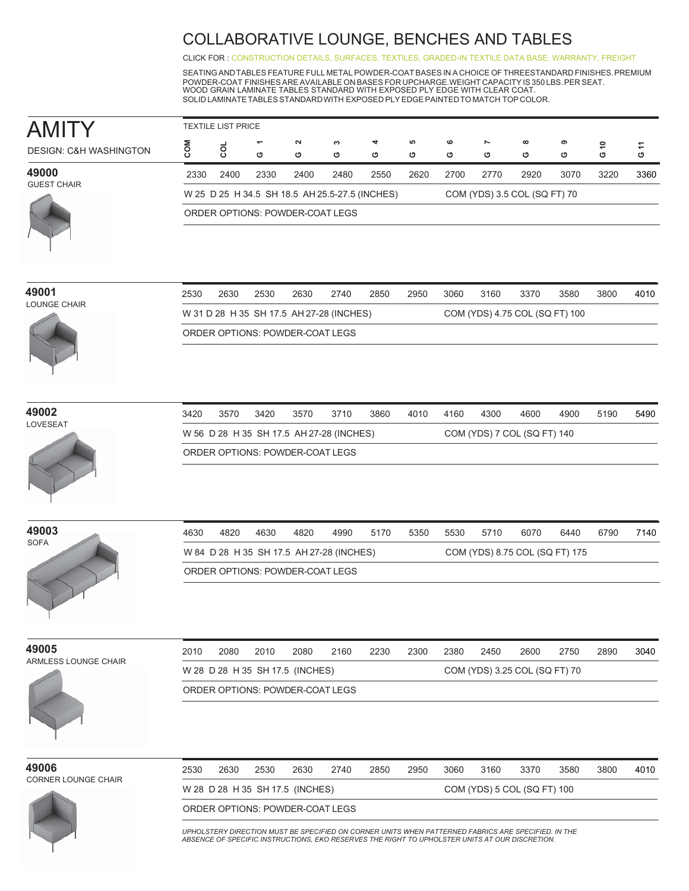# COLLABORATIVE LOUNGE, BENCHES AND TABLES

CLICK FOR : CONSTRUCTION DETAILS, SURFACES, TEXTILES, GRADED-IN TEXTILE DATA BASE, WARRANTY, FREIGHT

SEATING AND TABLES FEATURE FULL METAL POWDER-COAT BASES IN A CHOICE OF THREE STANDARD FINISHES. PREMIUM POWDER-COAT FINISHES ARE AVAILABLE ON BASES FOR UPCHARGE. WEIGHT CAPACITY IS 350 LBS. PER SEAT.
WOOD GRAIN LAMINATE TABLES STANDARD WITH EXPOSED PLY EDGE WITH CLEAR COAT.
SOLID LAMINATE TABLES STANDARD WITH EXPOSED PLY EDGE PAINTED TO MATCH TOP COLOR.

## AMITY

DESIGN: C&H WASHINGTON

TEXTILE LIST PRICE

| Model | COM | COL | G 1 | G 2 | G 3 | G 4 | G 5 | G 6 | G 7 | G 8 | G 9 | G 10 | G 11 |
|---|---|---|---|---|---|---|---|---|---|---|---|---|---|
| **49000** GUEST CHAIR | 2330 | 2400 | 2330 | 2400 | 2480 | 2550 | 2620 | 2700 | 2770 | 2920 | 3070 | 3220 | 3360 |
| **49001** LOUNGE CHAIR | 2530 | 2630 | 2530 | 2630 | 2740 | 2850 | 2950 | 3060 | 3160 | 3370 | 3580 | 3800 | 4010 |
| **49002** LOVESEAT | 3420 | 3570 | 3420 | 3570 | 3710 | 3860 | 4010 | 4160 | 4300 | 4600 | 4900 | 5190 | 5490 |
| **49003** SOFA | 4630 | 4820 | 4630 | 4820 | 4990 | 5170 | 5350 | 5530 | 5710 | 6070 | 6440 | 6790 | 7140 |
| **49005** ARMLESS LOUNGE CHAIR | 2010 | 2080 | 2010 | 2080 | 2160 | 2230 | 2300 | 2380 | 2450 | 2600 | 2750 | 2890 | 3040 |
| **49006** CORNER LOUNGE CHAIR | 2530 | 2630 | 2530 | 2630 | 2740 | 2850 | 2950 | 3060 | 3160 | 3370 | 3580 | 3800 | 4010 |

**49000** GUEST CHAIR
W 25 D 25 H 34.5 SH 18.5 AH 25.5-27.5 (INCHES) — COM (YDS) 3.5 COL (SQ FT) 70
ORDER OPTIONS: POWDER-COAT LEGS

**49001** LOUNGE CHAIR
W 31 D 28 H 35 SH 17.5 AH 27-28 (INCHES) — COM (YDS) 4.75 COL (SQ FT) 100
ORDER OPTIONS: POWDER-COAT LEGS

**49002** LOVESEAT
W 56 D 28 H 35 SH 17.5 AH 27-28 (INCHES) — COM (YDS) 7 COL (SQ FT) 140
ORDER OPTIONS: POWDER-COAT LEGS

**49003** SOFA
W 84 D 28 H 35 SH 17.5 AH 27-28 (INCHES) — COM (YDS) 8.75 COL (SQ FT) 175
ORDER OPTIONS: POWDER-COAT LEGS

**49005** ARMLESS LOUNGE CHAIR
W 28 D 28 H 35 SH 17.5 (INCHES) — COM (YDS) 3.25 COL (SQ FT) 70
ORDER OPTIONS: POWDER-COAT LEGS

**49006** CORNER LOUNGE CHAIR
W 28 D 28 H 35 SH 17.5 (INCHES) — COM (YDS) 5 COL (SQ FT) 100
ORDER OPTIONS: POWDER-COAT LEGS

*UPHOLSTERY DIRECTION MUST BE SPECIFIED ON CORNER UNITS WHEN PATTERNED FABRICS ARE SPECIFIED. IN THE ABSENCE OF SPECIFIC INSTRUCTIONS, EKO RESERVES THE RIGHT TO UPHOLSTER UNITS AT OUR DISCRETION.*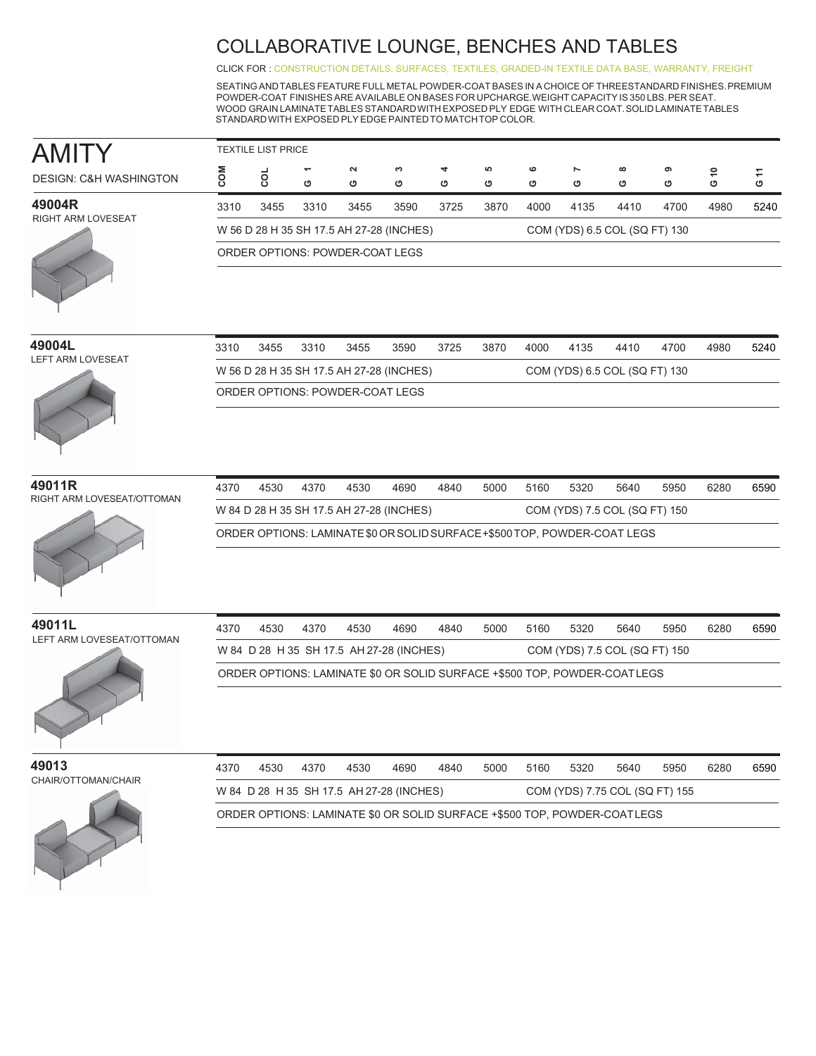# COLLABORATIVE LOUNGE, BENCHES AND TABLES

CLICK FOR : CONSTRUCTION DETAILS, SURFACES, TEXTILES, GRADED-IN TEXTILE DATA BASE, WARRANTY, FREIGHT

SEATING AND TABLES FEATURE FULL METAL POWDER-COAT BASES IN A CHOICE OF THREE STANDARD FINISHES. PREMIUM POWDER-COAT FINISHES ARE AVAILABLE ON BASES FOR UPCHARGE. WEIGHT CAPACITY IS 350 LBS. PER SEAT. WOOD GRAIN LAMINATE TABLES STANDARD WITH EXPOSED PLY EDGE WITH CLEAR COAT. SOLID LAMINATE TABLES STANDARD WITH EXPOSED PLY EDGE PAINTED TO MATCH TOP COLOR.

## AMITY

DESIGN: C&H WASHINGTON

TEXTILE LIST PRICE

| Model | COM | COL | G 1 | G 2 | G 3 | G 4 | G 5 | G 6 | G 7 | G 8 | G 9 | G 10 | G 11 |
|---|---|---|---|---|---|---|---|---|---|---|---|---|---|
| **49004R** RIGHT ARM LOVESEAT | 3310 | 3455 | 3310 | 3455 | 3590 | 3725 | 3870 | 4000 | 4135 | 4410 | 4700 | 4980 | 5240 |
| **49004L** LEFT ARM LOVESEAT | 3310 | 3455 | 3310 | 3455 | 3590 | 3725 | 3870 | 4000 | 4135 | 4410 | 4700 | 4980 | 5240 |
| **49011R** RIGHT ARM LOVESEAT/OTTOMAN | 4370 | 4530 | 4370 | 4530 | 4690 | 4840 | 5000 | 5160 | 5320 | 5640 | 5950 | 6280 | 6590 |
| **49011L** LEFT ARM LOVESEAT/OTTOMAN | 4370 | 4530 | 4370 | 4530 | 4690 | 4840 | 5000 | 5160 | 5320 | 5640 | 5950 | 6280 | 6590 |
| **49013** CHAIR/OTTOMAN/CHAIR | 4370 | 4530 | 4370 | 4530 | 4690 | 4840 | 5000 | 5160 | 5320 | 5640 | 5950 | 6280 | 6590 |

**49004R** RIGHT ARM LOVESEAT

W 56 D 28 H 35 SH 17.5 AH 27-28 (INCHES) — COM (YDS) 6.5 COL (SQ FT) 130

ORDER OPTIONS: POWDER-COAT LEGS

**49004L** LEFT ARM LOVESEAT

W 56 D 28 H 35 SH 17.5 AH 27-28 (INCHES) — COM (YDS) 6.5 COL (SQ FT) 130

ORDER OPTIONS: POWDER-COAT LEGS

**49011R** RIGHT ARM LOVESEAT/OTTOMAN

W 84 D 28 H 35 SH 17.5 AH 27-28 (INCHES) — COM (YDS) 7.5 COL (SQ FT) 150

ORDER OPTIONS: LAMINATE $0 OR SOLID SURFACE +$500 TOP, POWDER-COAT LEGS

**49011L** LEFT ARM LOVESEAT/OTTOMAN

W 84 D 28 H 35 SH 17.5 AH 27-28 (INCHES) — COM (YDS) 7.5 COL (SQ FT) 150

ORDER OPTIONS: LAMINATE $0 OR SOLID SURFACE +$500 TOP, POWDER-COAT LEGS

**49013** CHAIR/OTTOMAN/CHAIR

W 84 D 28 H 35 SH 17.5 AH 27-28 (INCHES) — COM (YDS) 7.75 COL (SQ FT) 155

ORDER OPTIONS: LAMINATE $0 OR SOLID SURFACE +$500 TOP, POWDER-COAT LEGS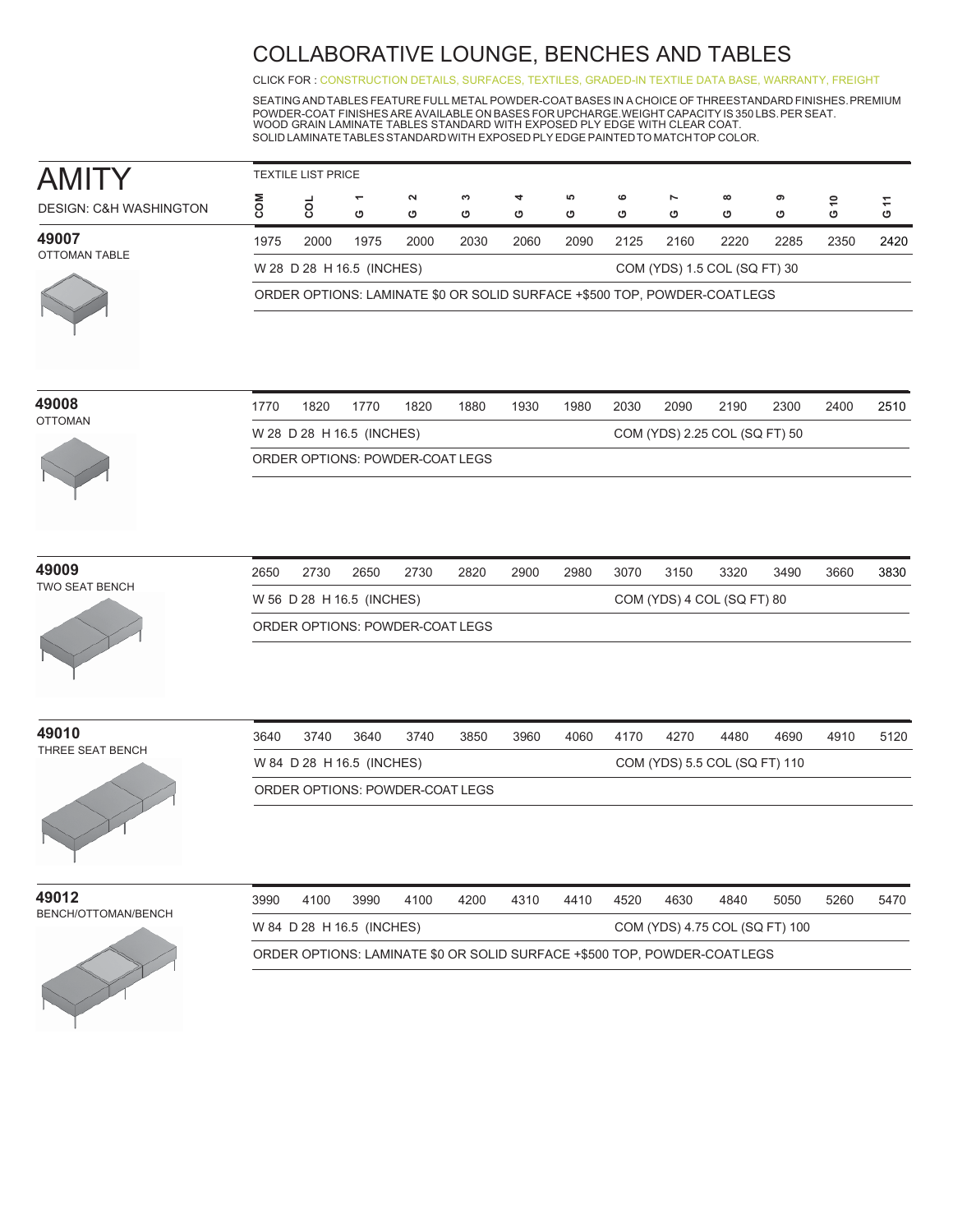# COLLABORATIVE LOUNGE, BENCHES AND TABLES

CLICK FOR : CONSTRUCTION DETAILS, SURFACES, TEXTILES, GRADED-IN TEXTILE DATA BASE, WARRANTY, FREIGHT

SEATING AND TABLES FEATURE FULL METAL POWDER-COAT BASES IN A CHOICE OF THREE STANDARD FINISHES. PREMIUM POWDER-COAT FINISHES ARE AVAILABLE ON BASES FOR UPCHARGE. WEIGHT CAPACITY IS 350 LBS. PER SEAT.
WOOD GRAIN LAMINATE TABLES STANDARD WITH EXPOSED PLY EDGE WITH CLEAR COAT.
SOLID LAMINATE TABLES STANDARD WITH EXPOSED PLY EDGE PAINTED TO MATCH TOP COLOR.

## AMITY

DESIGN: C&H WASHINGTON

TEXTILE LIST PRICE

| Model | COM | COL | G 1 | G 2 | G 3 | G 4 | G 5 | G 6 | G 7 | G 8 | G 9 | G 10 | G 11 |
|---|---|---|---|---|---|---|---|---|---|---|---|---|---|
| **49007** OTTOMAN TABLE | 1975 | 2000 | 1975 | 2000 | 2030 | 2060 | 2090 | 2125 | 2160 | 2220 | 2285 | 2350 | 2420 |
| **49008** OTTOMAN | 1770 | 1820 | 1770 | 1820 | 1880 | 1930 | 1980 | 2030 | 2090 | 2190 | 2300 | 2400 | 2510 |
| **49009** TWO SEAT BENCH | 2650 | 2730 | 2650 | 2730 | 2820 | 2900 | 2980 | 3070 | 3150 | 3320 | 3490 | 3660 | 3830 |
| **49010** THREE SEAT BENCH | 3640 | 3740 | 3640 | 3740 | 3850 | 3960 | 4060 | 4170 | 4270 | 4480 | 4690 | 4910 | 5120 |
| **49012** BENCH/OTTOMAN/BENCH | 3990 | 4100 | 3990 | 4100 | 4200 | 4310 | 4410 | 4520 | 4630 | 4840 | 5050 | 5260 | 5470 |

**49007** OTTOMAN TABLE
W 28 D 28 H 16.5 (INCHES) — COM (YDS) 1.5 COL (SQ FT) 30
ORDER OPTIONS: LAMINATE $0 OR SOLID SURFACE +$500 TOP, POWDER-COAT LEGS

**49008** OTTOMAN
W 28 D 28 H 16.5 (INCHES) — COM (YDS) 2.25 COL (SQ FT) 50
ORDER OPTIONS: POWDER-COAT LEGS

**49009** TWO SEAT BENCH
W 56 D 28 H 16.5 (INCHES) — COM (YDS) 4 COL (SQ FT) 80
ORDER OPTIONS: POWDER-COAT LEGS

**49010** THREE SEAT BENCH
W 84 D 28 H 16.5 (INCHES) — COM (YDS) 5.5 COL (SQ FT) 110
ORDER OPTIONS: POWDER-COAT LEGS

**49012** BENCH/OTTOMAN/BENCH
W 84 D 28 H 16.5 (INCHES) — COM (YDS) 4.75 COL (SQ FT) 100
ORDER OPTIONS: LAMINATE $0 OR SOLID SURFACE +$500 TOP, POWDER-COAT LEGS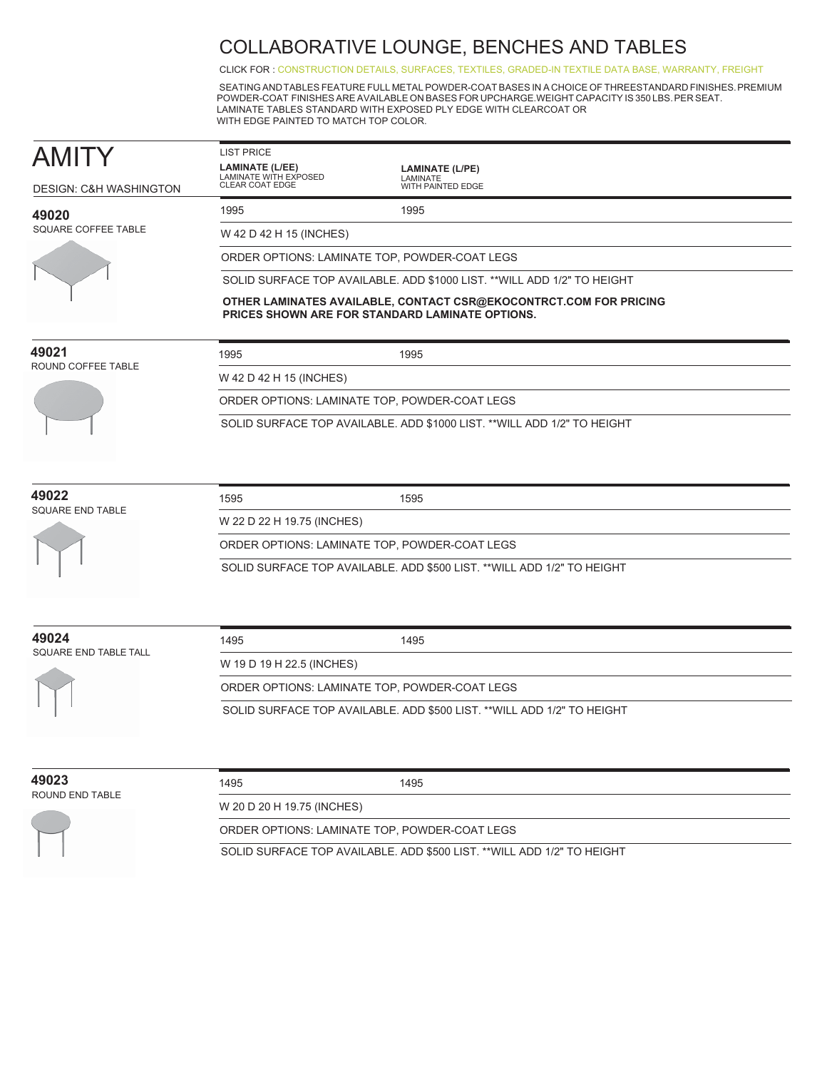# COLLABORATIVE LOUNGE, BENCHES AND TABLES

CLICK FOR : CONSTRUCTION DETAILS, SURFACES, TEXTILES, GRADED-IN TEXTILE DATA BASE, WARRANTY, FREIGHT

SEATING AND TABLES FEATURE FULL METAL POWDER-COAT BASES IN A CHOICE OF THREE STANDARD FINISHES. PREMIUM POWDER-COAT FINISHES ARE AVAILABLE ON BASES FOR UPCHARGE. WEIGHT CAPACITY IS 350 LBS. PER SEAT. LAMINATE TABLES STANDARD WITH EXPOSED PLY EDGE WITH CLEARCOAT OR WITH EDGE PAINTED TO MATCH TOP COLOR.

## AMITY

DESIGN: C&H WASHINGTON

| | LIST PRICE<br>**LAMINATE (L/EE)**<br>LAMINATE WITH EXPOSED CLEAR COAT EDGE | **LAMINATE (L/PE)**<br>LAMINATE WITH PAINTED EDGE |
|---|---|---|
| **49020**<br>SQUARE COFFEE TABLE | 1995 | 1995 |

W 42 D 42 H 15 (INCHES)

ORDER OPTIONS: LAMINATE TOP, POWDER-COAT LEGS

SOLID SURFACE TOP AVAILABLE. ADD $1000 LIST. **WILL ADD 1/2" TO HEIGHT

**OTHER LAMINATES AVAILABLE, CONTACT CSR@EKOCONTRCT.COM FOR PRICING**
**PRICES SHOWN ARE FOR STANDARD LAMINATE OPTIONS.**

| | | |
|---|---|---|
| **49021**<br>ROUND COFFEE TABLE | 1995 | 1995 |

W 42 D 42 H 15 (INCHES)

ORDER OPTIONS: LAMINATE TOP, POWDER-COAT LEGS

SOLID SURFACE TOP AVAILABLE. ADD $1000 LIST. **WILL ADD 1/2" TO HEIGHT

| | | |
|---|---|---|
| **49022**<br>SQUARE END TABLE | 1595 | 1595 |

W 22 D 22 H 19.75 (INCHES)

ORDER OPTIONS: LAMINATE TOP, POWDER-COAT LEGS

SOLID SURFACE TOP AVAILABLE. ADD $500 LIST. **WILL ADD 1/2" TO HEIGHT

| | | |
|---|---|---|
| **49024**<br>SQUARE END TABLE TALL | 1495 | 1495 |

W 19 D 19 H 22.5 (INCHES)

ORDER OPTIONS: LAMINATE TOP, POWDER-COAT LEGS

SOLID SURFACE TOP AVAILABLE. ADD $500 LIST. **WILL ADD 1/2" TO HEIGHT

| | | |
|---|---|---|
| **49023**<br>ROUND END TABLE | 1495 | 1495 |

W 20 D 20 H 19.75 (INCHES)

ORDER OPTIONS: LAMINATE TOP, POWDER-COAT LEGS

SOLID SURFACE TOP AVAILABLE. ADD $500 LIST. **WILL ADD 1/2" TO HEIGHT